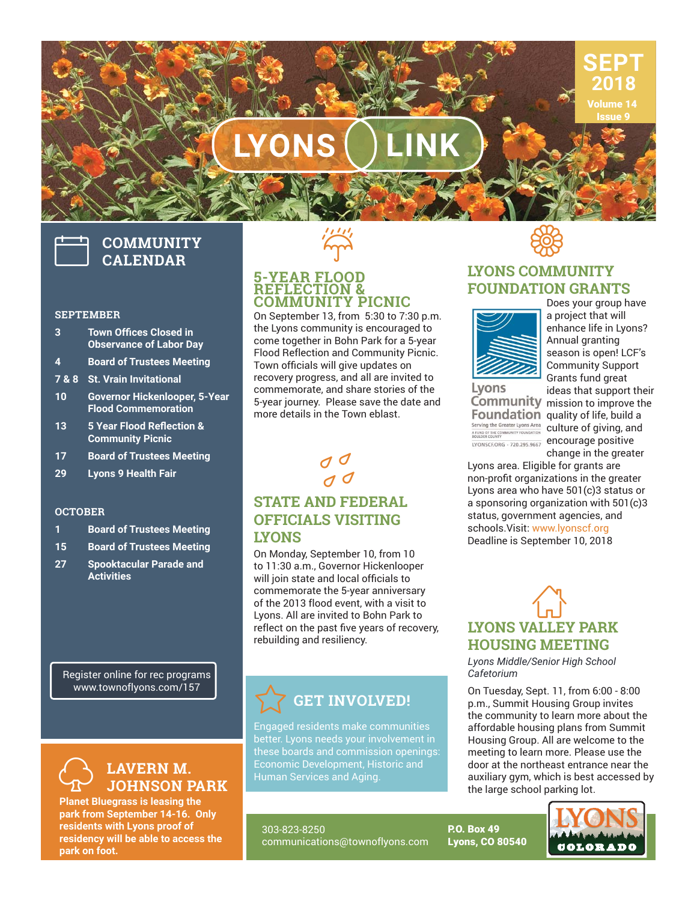# LYONS LINK

**SEPT 2018**
**Volume 14 Issue 9**

## COMMUNITY CALENDAR

**SEPTEMBER**

| | |
|---|---|
| 3 | Town Offices Closed in Observance of Labor Day |
| 4 | Board of Trustees Meeting |
| 7 & 8 | St. Vrain Invitational |
| 10 | Governor Hickenlooper, 5-Year Flood Commemoration |
| 13 | 5 Year Flood Reflection & Community Picnic |
| 17 | Board of Trustees Meeting |
| 29 | Lyons 9 Health Fair |

**OCTOBER**

| | |
|---|---|
| 1 | Board of Trustees Meeting |
| 15 | Board of Trustees Meeting |
| 27 | Spooktacular Parade and Activities |

Register online for rec programs
www.townoflyons.com/157

## LAVERN M. JOHNSON PARK

**Planet Bluegrass is leasing the park from September 14-16. Only residents with Lyons proof of residency will be able to access the park on foot.**

## 5-YEAR FLOOD REFLECTION & COMMUNITY PICNIC

On September 13, from 5:30 to 7:30 p.m. the Lyons community is encouraged to come together in Bohn Park for a 5-year Flood Reflection and Community Picnic. Town officials will give updates on recovery progress, and all are invited to commemorate, and share stories of the 5-year journey. Please save the date and more details in the Town eblast.

## STATE AND FEDERAL OFFICIALS VISITING LYONS

On Monday, September 10, from 10 to 11:30 a.m., Governor Hickenlooper will join state and local officials to commemorate the 5-year anniversary of the 2013 flood event, with a visit to Lyons. All are invited to Bohn Park to reflect on the past five years of recovery, rebuilding and resiliency.

## GET INVOLVED!

Engaged residents make communities better. Lyons needs your involvement in these boards and commission openings: Economic Development, Historic and Human Services and Aging.

## LYONS COMMUNITY FOUNDATION GRANTS

Lyons Community Foundation
Serving the Greater Lyons Area
A FUND OF THE COMMUNITY FOUNDATION BOULDER COUNTY
LYONSCF.ORG - 720.295.9667

Does your group have a project that will enhance life in Lyons? Annual granting season is open! LCF's Community Support Grants fund great ideas that support their mission to improve the quality of life, build a culture of giving, and encourage positive change in the greater Lyons area. Eligible for grants are non-profit organizations in the greater Lyons area who have 501(c)3 status or a sponsoring organization with 501(c)3 status, government agencies, and schools. Visit: www.lyonscf.org
Deadline is September 10, 2018

## LYONS VALLEY PARK HOUSING MEETING

*Lyons Middle/Senior High School Cafetorium*

On Tuesday, Sept. 11, from 6:00 - 8:00 p.m., Summit Housing Group invites the community to learn more about the affordable housing plans from Summit Housing Group. All are welcome to the meeting to learn more. Please use the door at the northeast entrance near the auxiliary gym, which is best accessed by the large school parking lot.

303-823-8250
communications@townoflyons.com

**P.O. Box 49**
**Lyons, CO 80540**

LYONS COLORADO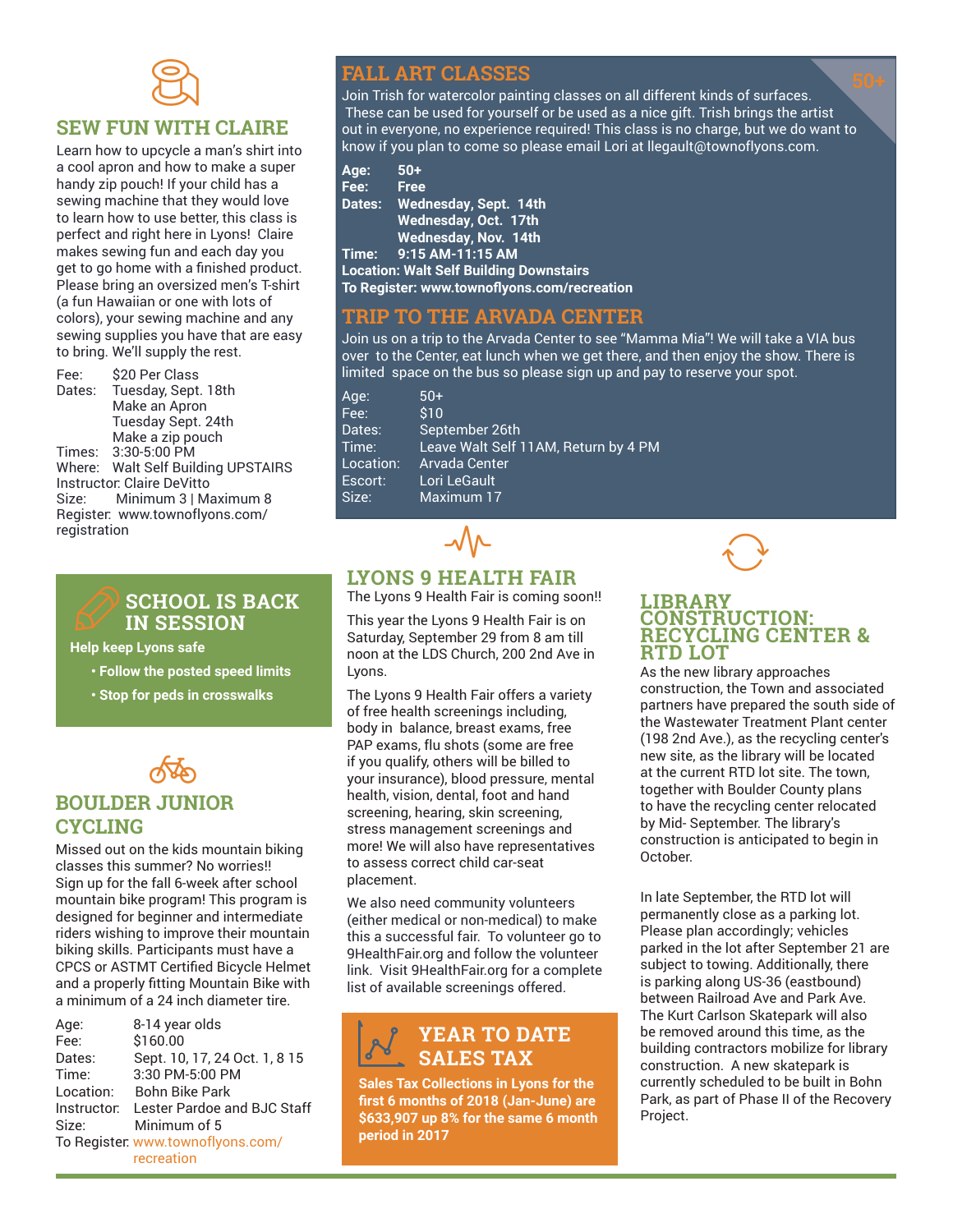## SEW FUN WITH CLAIRE

Learn how to upcycle a man's shirt into a cool apron and how to make a super handy zip pouch! If your child has a sewing machine that they would love to learn how to use better, this class is perfect and right here in Lyons! Claire makes sewing fun and each day you get to go home with a finished product. Please bring an oversized men's T-shirt (a fun Hawaiian or one with lots of colors), your sewing machine and any sewing supplies you have that are easy to bring. We'll supply the rest.

Fee: $20 Per Class
Dates: Tuesday, Sept. 18th
Make an Apron
Tuesday Sept. 24th
Make a zip pouch
Times: 3:30-5:00 PM
Where: Walt Self Building UPSTAIRS
Instructor: Claire DeVitto
Size: Minimum 3 | Maximum 8
Register: www.townoflyons.com/registration

## SCHOOL IS BACK IN SESSION

**Help keep Lyons safe**

- **Follow the posted speed limits**
- **Stop for peds in crosswalks**

## BOULDER JUNIOR CYCLING

Missed out on the kids mountain biking classes this summer? No worries!! Sign up for the fall 6-week after school mountain bike program! This program is designed for beginner and intermediate riders wishing to improve their mountain biking skills. Participants must have a CPCS or ASTMT Certified Bicycle Helmet and a properly fitting Mountain Bike with a minimum of a 24 inch diameter tire.

Age: 8-14 year olds
Fee: $160.00
Dates: Sept. 10, 17, 24 Oct. 1, 8 15
Time: 3:30 PM-5:00 PM
Location: Bohn Bike Park
Instructor: Lester Pardoe and BJC Staff
Size: Minimum of 5
To Register: www.townoflyons.com/recreation

## FALL ART CLASSES

50+

Join Trish for watercolor painting classes on all different kinds of surfaces. These can be used for yourself or be used as a nice gift. Trish brings the artist out in everyone, no experience required! This class is no charge, but we do want to know if you plan to come so please email Lori at llegault@townoflyons.com.

**Age:** **50+**
**Fee:** **Free**
**Dates:** **Wednesday, Sept. 14th**
**Wednesday, Oct. 17th**
**Wednesday, Nov. 14th**
**Time:** **9:15 AM-11:15 AM**
**Location: Walt Self Building Downstairs**
**To Register: www.townoflyons.com/recreation**

## TRIP TO THE ARVADA CENTER

Join us on a trip to the Arvada Center to see "Mamma Mia"! We will take a VIA bus over to the Center, eat lunch when we get there, and then enjoy the show. There is limited space on the bus so please sign up and pay to reserve your spot.

Age: 50+
Fee: $10
Dates: September 26th
Time: Leave Walt Self 11AM, Return by 4 PM
Location: Arvada Center
Escort: Lori LeGault
Size: Maximum 17

## LYONS 9 HEALTH FAIR

The Lyons 9 Health Fair is coming soon!!

This year the Lyons 9 Health Fair is on Saturday, September 29 from 8 am till noon at the LDS Church, 200 2nd Ave in Lyons.

The Lyons 9 Health Fair offers a variety of free health screenings including, body in balance, breast exams, free PAP exams, flu shots (some are free if you qualify, others will be billed to your insurance), blood pressure, mental health, vision, dental, foot and hand screening, hearing, skin screening, stress management screenings and more! We will also have representatives to assess correct child car-seat placement.

We also need community volunteers (either medical or non-medical) to make this a successful fair. To volunteer go to 9HealthFair.org and follow the volunteer link. Visit 9HealthFair.org for a complete list of available screenings offered.

## YEAR TO DATE SALES TAX

**Sales Tax Collections in Lyons for the first 6 months of 2018 (Jan-June) are $633,907 up 8% for the same 6 month period in 2017**

## LIBRARY CONSTRUCTION: RECYCLING CENTER & RTD LOT

As the new library approaches construction, the Town and associated partners have prepared the south side of the Wastewater Treatment Plant center (198 2nd Ave.), as the recycling center's new site, as the library will be located at the current RTD lot site. The town, together with Boulder County plans to have the recycling center relocated by Mid- September. The library's construction is anticipated to begin in October.

In late September, the RTD lot will permanently close as a parking lot. Please plan accordingly; vehicles parked in the lot after September 21 are subject to towing. Additionally, there is parking along US-36 (eastbound) between Railroad Ave and Park Ave. The Kurt Carlson Skatepark will also be removed around this time, as the building contractors mobilize for library construction. A new skatepark is currently scheduled to be built in Bohn Park, as part of Phase II of the Recovery Project.